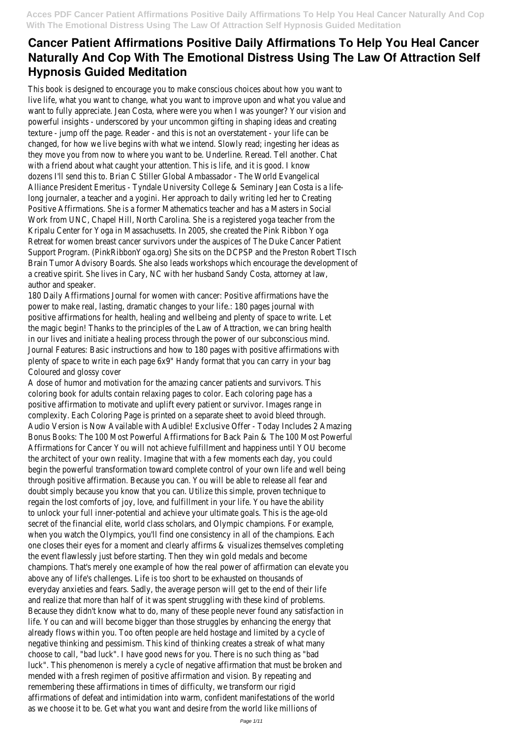# Cancer Patient Affirmations Positive Daily Affirmations To Help You Heal Cancer Naturally And Cop With The Emotional Distress Using The Law Of Attraction Self Hypnosis Guided Meditation

This book is designed to encourage you to make conscious choices about how you want to live life, what you want to change, what you want to improve upon and what you value and want to fully appreciate. Jean Costa, where were you when I was younger? Your vision and powerful insights - underscored by your uncommon gifting in shaping ideas and creating texture - jump off the page. Reader - and this is not an overstatement - your life can be changed, for how we live begins with what we intend. Slowly read; ingesting her ideas as they move you from now to where you want to be. Underline. Reread. Tell another. Chat with a friend about what caught your attention. This is life, and it is good. I know dozens I'll send this to. Brian C Stiller Global Ambassador - The World Evangelical Alliance President Emeritus - Tyndale University College & Seminary Jean Costa is a life-long journaler, a teacher and a yogini. Her approach to daily writing led her to Creating Positive Affirmations. She is a former Mathematics teacher and has a Masters in Social Work from UNC, Chapel Hill, North Carolina. She is a registered yoga teacher from the Kripalu Center for Yoga in Massachusetts. In 2005, she created the Pink Ribbon Yoga Retreat for women breast cancer survivors under the auspices of The Duke Cancer Patient Support Program. (PinkRibbonYoga.org) She sits on the DCPSP and the Preston Robert TIsch Brain Tumor Advisory Boards. She also leads workshops which encourage the development of a creative spirit. She lives in Cary, NC with her husband Sandy Costa, attorney at law, author and speaker.

180 Daily Affirmations Journal for women with cancer: Positive affirmations have the power to make real, lasting, dramatic changes to your life.: 180 pages journal with positive affirmations for health, healing and wellbeing and plenty of space to write. Let the magic begin! Thanks to the principles of the Law of Attraction, we can bring health in our lives and initiate a healing process through the power of our subconscious mind. Journal Features: Basic instructions and how to 180 pages with positive affirmations with plenty of space to write in each page 6x9" Handy format that you can carry in your bag Coloured and glossy cover

A dose of humor and motivation for the amazing cancer patients and survivors. This coloring book for adults contain relaxing pages to color. Each coloring page has a positive affirmation to motivate and uplift every patient or survivor. Images range in complexity. Each Coloring Page is printed on a separate sheet to avoid bleed through.

Audio Version is Now Available with Audible! Exclusive Offer - Today Includes 2 Amazing Bonus Books: The 100 Most Powerful Affirmations for Back Pain & The 100 Most Powerful Affirmations for Cancer You will not achieve fulfillment and happiness until YOU become the architect of your own reality. Imagine that with a few moments each day, you could begin the powerful transformation toward complete control of your own life and well being through positive affirmation. Because you can. You will be able to release all fear and doubt simply because you know that you can. Utilize this simple, proven technique to regain the lost comforts of joy, love, and fulfillment in your life. You have the ability to unlock your full inner-potential and achieve your ultimate goals. This is the age-old secret of the financial elite, world class scholars, and Olympic champions. For example, when you watch the Olympics, you'll find one consistency in all of the champions. Each one closes their eyes for a moment and clearly affirms & visualizes themselves completing the event flawlessly just before starting. Then they win gold medals and become champions. That's merely one example of how the real power of affirmation can elevate you above any of life's challenges. Life is too short to be exhausted on thousands of everyday anxieties and fears. Sadly, the average person will get to the end of their life and realize that more than half of it was spent struggling with these kind of problems. Because they didn't know what to do, many of these people never found any satisfaction in life. You can and will become bigger than those struggles by enhancing the energy that already flows within you. Too often people are held hostage and limited by a cycle of negative thinking and pessimism. This kind of thinking creates a streak of what many choose to call, "bad luck". I have good news for you. There is no such thing as "bad luck". This phenomenon is merely a cycle of negative affirmation that must be broken and mended with a fresh regimen of positive affirmation and vision. By repeating and remembering these affirmations in times of difficulty, we transform our rigid affirmations of defeat and intimidation into warm, confident manifestations of the world as we choose it to be. Get what you want and desire from the world like millions of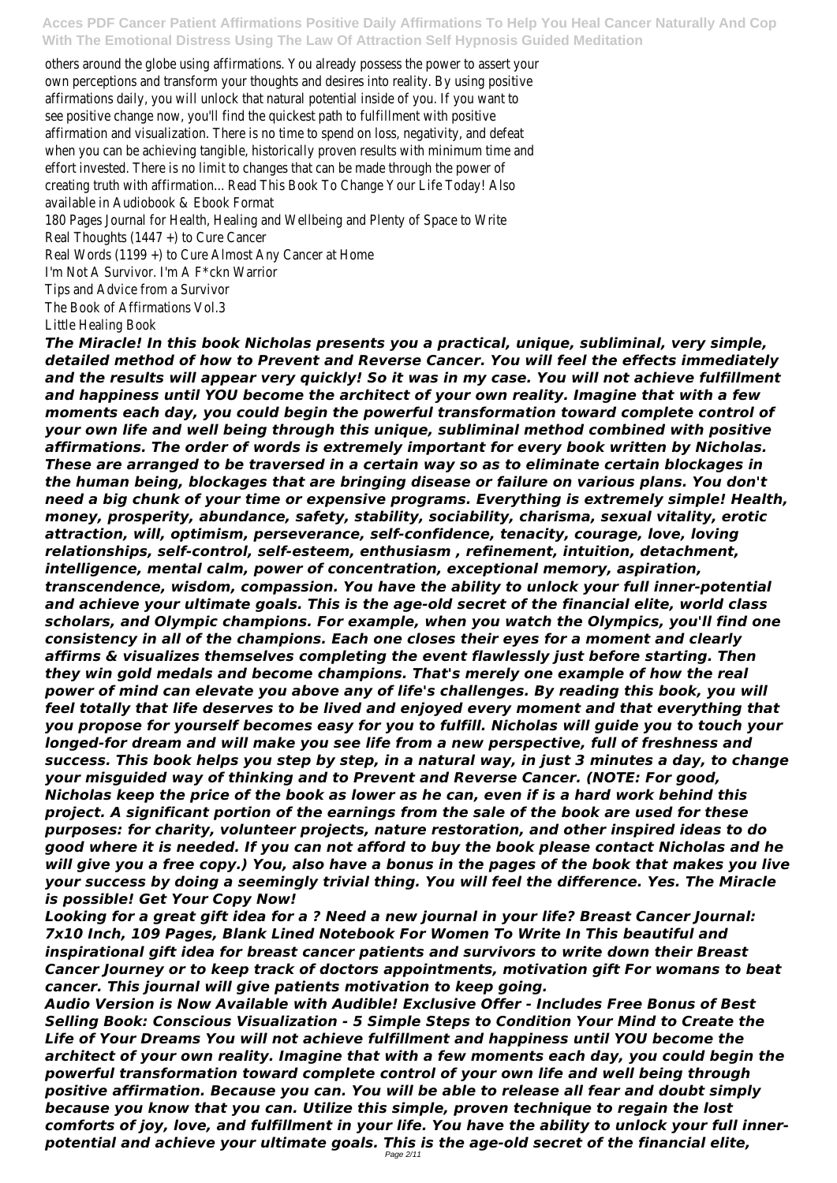others around the globe using affirmations. You already possess the power to assert your own perceptions and transform your thoughts and desires into reality. By using positive affirmations daily, you will unlock that natural potential inside of you. If you want to see positive change now, you'll find the quickest path to fulfillment with positive affirmation and visualization. There is no time to spend on loss, negativity, and defeat when you can be achieving tangible, historically proven results with minimum time and effort invested. There is no limit to changes that can be made through the power of creating truth with affirmation... Read This Book To Change Your Life Today! Also available in Audiobook & Ebook Format

180 Pages Journal for Health, Healing and Wellbeing and Plenty of Space to Write

Real Thoughts (1447 +) to Cure Cancer

Real Words (1199 +) to Cure Almost Any Cancer at Home

I'm Not A Survivor. I'm A F*ckn Warrior

Tips and Advice from a Survivor

The Book of Affirmations Vol.3

Little Healing Book

***The Miracle! In this book Nicholas presents you a practical, unique, subliminal, very simple, detailed method of how to Prevent and Reverse Cancer. You will feel the effects immediately and the results will appear very quickly! So it was in my case. You will not achieve fulfillment and happiness until YOU become the architect of your own reality. Imagine that with a few moments each day, you could begin the powerful transformation toward complete control of your own life and well being through this unique, subliminal method combined with positive affirmations. The order of words is extremely important for every book written by Nicholas. These are arranged to be traversed in a certain way so as to eliminate certain blockages in the human being, blockages that are bringing disease or failure on various plans. You don't need a big chunk of your time or expensive programs. Everything is extremely simple! Health, money, prosperity, abundance, safety, stability, sociability, charisma, sexual vitality, erotic attraction, will, optimism, perseverance, self-confidence, tenacity, courage, love, loving relationships, self-control, self-esteem, enthusiasm , refinement, intuition, detachment, intelligence, mental calm, power of concentration, exceptional memory, aspiration, transcendence, wisdom, compassion. You have the ability to unlock your full inner-potential and achieve your ultimate goals. This is the age-old secret of the financial elite, world class scholars, and Olympic champions. For example, when you watch the Olympics, you'll find one consistency in all of the champions. Each one closes their eyes for a moment and clearly affirms & visualizes themselves completing the event flawlessly just before starting. Then they win gold medals and become champions. That's merely one example of how the real power of mind can elevate you above any of life's challenges. By reading this book, you will feel totally that life deserves to be lived and enjoyed every moment and that everything that you propose for yourself becomes easy for you to fulfill. Nicholas will guide you to touch your longed-for dream and will make you see life from a new perspective, full of freshness and success. This book helps you step by step, in a natural way, in just 3 minutes a day, to change your misguided way of thinking and to Prevent and Reverse Cancer. (NOTE: For good, Nicholas keep the price of the book as lower as he can, even if is a hard work behind this project. A significant portion of the earnings from the sale of the book are used for these purposes: for charity, volunteer projects, nature restoration, and other inspired ideas to do good where it is needed. If you can not afford to buy the book please contact Nicholas and he will give you a free copy.) You, also have a bonus in the pages of the book that makes you live your success by doing a seemingly trivial thing. You will feel the difference. Yes. The Miracle is possible! Get Your Copy Now!***

***Looking for a great gift idea for a ? Need a new journal in your life? Breast Cancer Journal: 7x10 Inch, 109 Pages, Blank Lined Notebook For Women To Write In This beautiful and inspirational gift idea for breast cancer patients and survivors to write down their Breast Cancer Journey or to keep track of doctors appointments, motivation gift For womans to beat cancer. This journal will give patients motivation to keep going.***

***Audio Version is Now Available with Audible! Exclusive Offer - Includes Free Bonus of Best Selling Book: Conscious Visualization - 5 Simple Steps to Condition Your Mind to Create the Life of Your Dreams You will not achieve fulfillment and happiness until YOU become the architect of your own reality. Imagine that with a few moments each day, you could begin the powerful transformation toward complete control of your own life and well being through positive affirmation. Because you can. You will be able to release all fear and doubt simply because you know that you can. Utilize this simple, proven technique to regain the lost comforts of joy, love, and fulfillment in your life. You have the ability to unlock your full inner-potential and achieve your ultimate goals. This is the age-old secret of the financial elite,***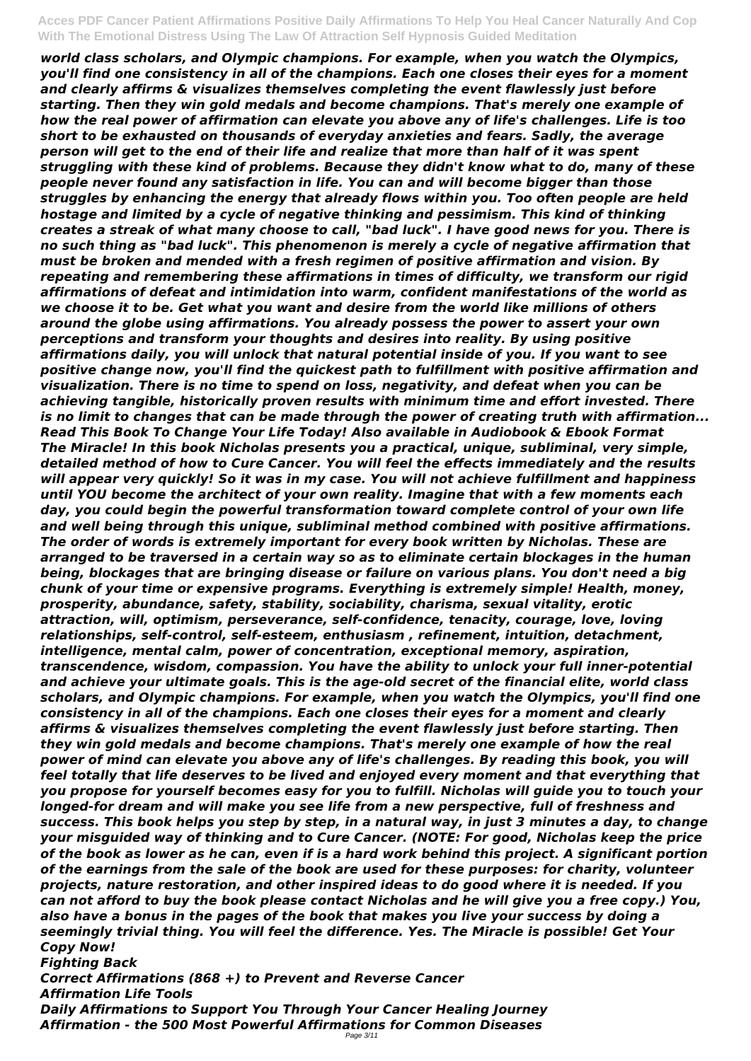*world class scholars, and Olympic champions. For example, when you watch the Olympics, you'll find one consistency in all of the champions. Each one closes their eyes for a moment and clearly affirms & visualizes themselves completing the event flawlessly just before starting. Then they win gold medals and become champions. That's merely one example of how the real power of affirmation can elevate you above any of life's challenges. Life is too short to be exhausted on thousands of everyday anxieties and fears. Sadly, the average person will get to the end of their life and realize that more than half of it was spent struggling with these kind of problems. Because they didn't know what to do, many of these people never found any satisfaction in life. You can and will become bigger than those struggles by enhancing the energy that already flows within you. Too often people are held hostage and limited by a cycle of negative thinking and pessimism. This kind of thinking creates a streak of what many choose to call, "bad luck". I have good news for you. There is no such thing as "bad luck". This phenomenon is merely a cycle of negative affirmation that must be broken and mended with a fresh regimen of positive affirmation and vision. By repeating and remembering these affirmations in times of difficulty, we transform our rigid affirmations of defeat and intimidation into warm, confident manifestations of the world as we choose it to be. Get what you want and desire from the world like millions of others around the globe using affirmations. You already possess the power to assert your own perceptions and transform your thoughts and desires into reality. By using positive affirmations daily, you will unlock that natural potential inside of you. If you want to see positive change now, you'll find the quickest path to fulfillment with positive affirmation and visualization. There is no time to spend on loss, negativity, and defeat when you can be achieving tangible, historically proven results with minimum time and effort invested. There is no limit to changes that can be made through the power of creating truth with affirmation... Read This Book To Change Your Life Today! Also available in Audiobook & Ebook Format*

*The Miracle! In this book Nicholas presents you a practical, unique, subliminal, very simple, detailed method of how to Cure Cancer. You will feel the effects immediately and the results will appear very quickly! So it was in my case. You will not achieve fulfillment and happiness until YOU become the architect of your own reality. Imagine that with a few moments each day, you could begin the powerful transformation toward complete control of your own life and well being through this unique, subliminal method combined with positive affirmations. The order of words is extremely important for every book written by Nicholas. These are arranged to be traversed in a certain way so as to eliminate certain blockages in the human being, blockages that are bringing disease or failure on various plans. You don't need a big chunk of your time or expensive programs. Everything is extremely simple! Health, money, prosperity, abundance, safety, stability, sociability, charisma, sexual vitality, erotic attraction, will, optimism, perseverance, self-confidence, tenacity, courage, love, loving relationships, self-control, self-esteem, enthusiasm , refinement, intuition, detachment, intelligence, mental calm, power of concentration, exceptional memory, aspiration, transcendence, wisdom, compassion. You have the ability to unlock your full inner-potential and achieve your ultimate goals. This is the age-old secret of the financial elite, world class scholars, and Olympic champions. For example, when you watch the Olympics, you'll find one consistency in all of the champions. Each one closes their eyes for a moment and clearly affirms & visualizes themselves completing the event flawlessly just before starting. Then they win gold medals and become champions. That's merely one example of how the real power of mind can elevate you above any of life's challenges. By reading this book, you will feel totally that life deserves to be lived and enjoyed every moment and that everything that you propose for yourself becomes easy for you to fulfill. Nicholas will guide you to touch your longed-for dream and will make you see life from a new perspective, full of freshness and success. This book helps you step by step, in a natural way, in just 3 minutes a day, to change your misguided way of thinking and to Cure Cancer. (NOTE: For good, Nicholas keep the price of the book as lower as he can, even if is a hard work behind this project. A significant portion of the earnings from the sale of the book are used for these purposes: for charity, volunteer projects, nature restoration, and other inspired ideas to do good where it is needed. If you can not afford to buy the book please contact Nicholas and he will give you a free copy.) You, also have a bonus in the pages of the book that makes you live your success by doing a seemingly trivial thing. You will feel the difference. Yes. The Miracle is possible! Get Your Copy Now!*

*Fighting Back*

*Correct Affirmations (868 +) to Prevent and Reverse Cancer*

*Affirmation Life Tools*

*Daily Affirmations to Support You Through Your Cancer Healing Journey*

*Affirmation - the 500 Most Powerful Affirmations for Common Diseases*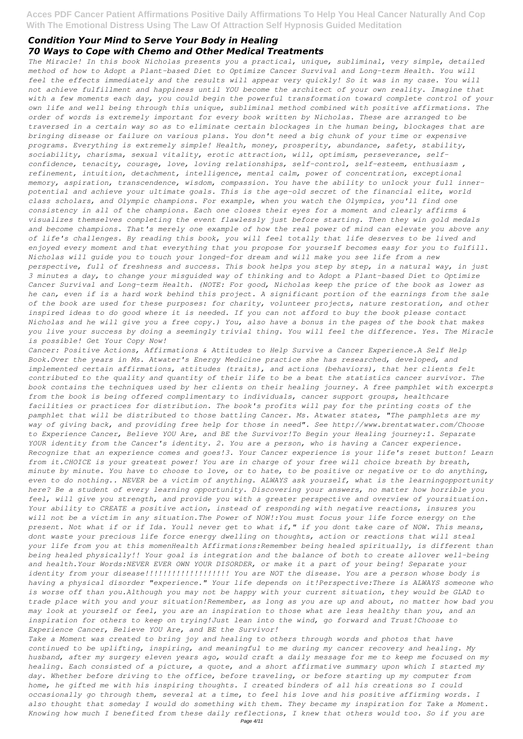## *Condition Your Mind to Serve Your Body in Healing*
## *70 Ways to Cope with Chemo and Other Medical Treatments*

*The Miracle! In this book Nicholas presents you a practical, unique, subliminal, very simple, detailed method of how to Adopt a Plant-based Diet to Optimize Cancer Survival and Long-term Health. You will feel the effects immediately and the results will appear very quickly! So it was in my case. You will not achieve fulfillment and happiness until YOU become the architect of your own reality. Imagine that with a few moments each day, you could begin the powerful transformation toward complete control of your own life and well being through this unique, subliminal method combined with positive affirmations. The order of words is extremely important for every book written by Nicholas. These are arranged to be traversed in a certain way so as to eliminate certain blockages in the human being, blockages that are bringing disease or failure on various plans. You don't need a big chunk of your time or expensive programs. Everything is extremely simple! Health, money, prosperity, abundance, safety, stability, sociability, charisma, sexual vitality, erotic attraction, will, optimism, perseverance, self-confidence, tenacity, courage, love, loving relationships, self-control, self-esteem, enthusiasm , refinement, intuition, detachment, intelligence, mental calm, power of concentration, exceptional memory, aspiration, transcendence, wisdom, compassion. You have the ability to unlock your full inner-potential and achieve your ultimate goals. This is the age-old secret of the financial elite, world class scholars, and Olympic champions. For example, when you watch the Olympics, you'll find one consistency in all of the champions. Each one closes their eyes for a moment and clearly affirms & visualizes themselves completing the event flawlessly just before starting. Then they win gold medals and become champions. That's merely one example of how the real power of mind can elevate you above any of life's challenges. By reading this book, you will feel totally that life deserves to be lived and enjoyed every moment and that everything that you propose for yourself becomes easy for you to fulfill. Nicholas will guide you to touch your longed-for dream and will make you see life from a new perspective, full of freshness and success. This book helps you step by step, in a natural way, in just 3 minutes a day, to change your misguided way of thinking and to Adopt a Plant-based Diet to Optimize Cancer Survival and Long-term Health. (NOTE: For good, Nicholas keep the price of the book as lower as he can, even if is a hard work behind this project. A significant portion of the earnings from the sale of the book are used for these purposes: for charity, volunteer projects, nature restoration, and other inspired ideas to do good where it is needed. If you can not afford to buy the book please contact Nicholas and he will give you a free copy.) You, also have a bonus in the pages of the book that makes you live your success by doing a seemingly trivial thing. You will feel the difference. Yes. The Miracle is possible! Get Your Copy Now!*

*Cancer: Positive Actions, Affirmations & Attitudes to Help Survive a Cancer Experience.A Self Help Book.Over the years in Ms. Atwater's Energy Medicine practice she has researched, developed, and implemented certain affirmations, attitudes (traits), and actions (behaviors), that her clients felt contributed to the quality and quantity of their life to be a beat the statistics cancer survivor. The book contains the techniques used by her clients on their healing journey. A free pamphlet with excerpts from the book is being offered complimentary to individuals, cancer support groups, healthcare facilities or practices for distribution. The book's profits will pay for the printing costs of the pamphlet that will be distributed to those battling Cancer. Ms. Atwater states, "The pamphlets are my way of giving back, and providing free help for those in need". See http://www.brentatwater.com/Choose to Experience Cancer, Believe YOU Are, and BE the Survivor!To Begin your Healing journey:1. Separate YOUR identity from the Cancer's identity. 2. You are a person, who is having a Cancer experience. Recognize that an experience comes and goes!3. Your Cancer experience is your life's reset button! Learn from it.CHOICE is your greatest power! You are in charge of your free will choice breath by breath, minute by minute. You have to choose to love, or to hate, to be positive or negative or to do anything, even to do nothing.. NEVER be a victim of anything. ALWAYS ask yourself, what is the learningopportunity here? Be a student of every learning opportunity. Discovering your answers, no matter how horrible you feel, will give you strength, and provide you with a greater perspective and overview of yoursituation. Your ability to CREATE a positive action, instead of responding with negative reactions, insures you will not be a victim in any situation.The Power of NOW!:You must focus your life force energy on the present. Not what if or if Ida. Youll never get to what if," if you dont take care of NOW. This means, dont waste your precious life force energy dwelling on thoughts, action or reactions that will steal your life from you at this momenHealth Affirmations:Remember being healed spiritually, is different than being healed physically!! Your goal is integration and the balance of both to create allover well-being and health.Your Words:NEVER EVER OWN YOUR DISORDER, or make it a part of your being! Separate your identity from your disease!!!!!!!!!!!!!!!!!! You are NOT the disease. You are a person whose body is having a physical disorder "experience." Your life depends on it!Perspective:There is ALWAYS someone who is worse off than you.Although you may not be happy with your current situation, they would be GLAD to trade place with you and your situation!Remember, as long as you are up and about, no matter how bad you may look at yourself or feel, you are an inspiration to those what are less healthy than you, and an inspiration for others to keep on trying!Just lean into the wind, go forward and Trust!Choose to Experience Cancer, Believe YOU Are, and BE the Survivor!*

*Take a Moment was created to bring joy and healing to others through words and photos that have continued to be uplifting, inspiring, and meaningful to me during my cancer recovery and healing. My husband, after my surgery eleven years ago, would craft a daily message for me to keep me focused on my healing. Each consisted of a picture, a quote, and a short affirmative summary upon which I started my day. Whether before driving to the office, before traveling, or before starting up my computer from home, he gifted me with his inspiring thoughts. I created binders of all his creations so I could occasionally go through them, several at a time, to feel his love and his positive affirming words. I also thought that someday I would do something with them. They became my inspiration for Take a Moment. Knowing how much I benefited from these daily reflections, I knew that others would too. So if you are*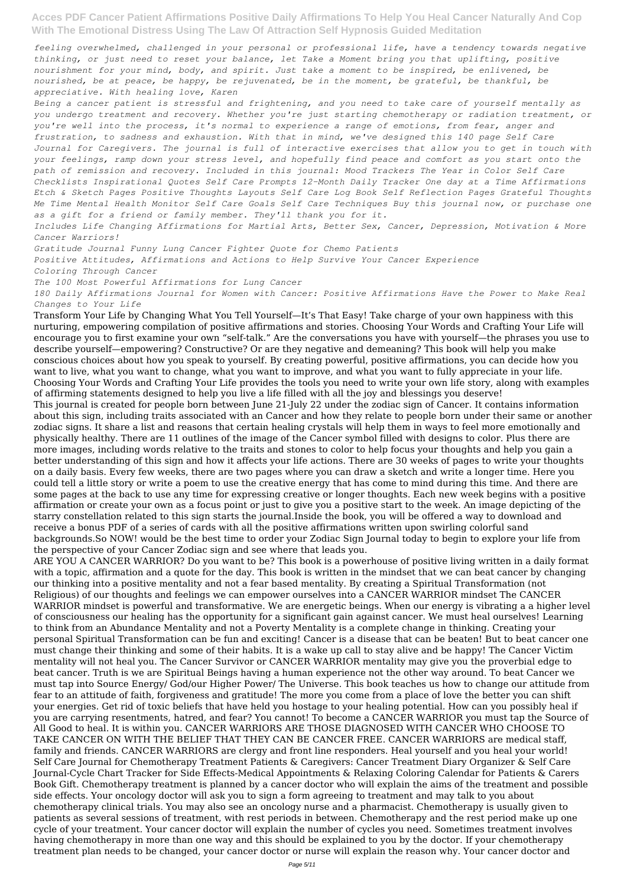*feeling overwhelmed, challenged in your personal or professional life, have a tendency towards negative thinking, or just need to reset your balance, let Take a Moment bring you that uplifting, positive nourishment for your mind, body, and spirit. Just take a moment to be inspired, be enlivened, be nourished, be at peace, be happy, be rejuvenated, be in the moment, be grateful, be thankful, be appreciative. With healing love, Karen*

*Being a cancer patient is stressful and frightening, and you need to take care of yourself mentally as you undergo treatment and recovery. Whether you're just starting chemotherapy or radiation treatment, or you're well into the process, it's normal to experience a range of emotions, from fear, anger and frustration, to sadness and exhaustion. With that in mind, we've designed this 140 page Self Care Journal for Caregivers. The journal is full of interactive exercises that allow you to get in touch with your feelings, ramp down your stress level, and hopefully find peace and comfort as you start onto the path of remission and recovery. Included in this journal: Mood Trackers The Year in Color Self Care Checklists Inspirational Quotes Self Care Prompts 12-Month Daily Tracker One day at a Time Affirmations Etch & Sketch Pages Positive Thoughts Layouts Self Care Log Book Self Reflection Pages Grateful Thoughts Me Time Mental Health Monitor Self Care Goals Self Care Techniques Buy this journal now, or purchase one as a gift for a friend or family member. They'll thank you for it.*

*Includes Life Changing Affirmations for Martial Arts, Better Sex, Cancer, Depression, Motivation & More Cancer Warriors!*

*Gratitude Journal Funny Lung Cancer Fighter Quote for Chemo Patients*

*Positive Attitudes, Affirmations and Actions to Help Survive Your Cancer Experience*

*Coloring Through Cancer*

*The 100 Most Powerful Affirmations for Lung Cancer*

*180 Daily Affirmations Journal for Women with Cancer: Positive Affirmations Have the Power to Make Real Changes to Your Life*

Transform Your Life by Changing What You Tell Yourself—It's That Easy! Take charge of your own happiness with this nurturing, empowering compilation of positive affirmations and stories. Choosing Your Words and Crafting Your Life will encourage you to first examine your own "self-talk." Are the conversations you have with yourself—the phrases you use to describe yourself—empowering? Constructive? Or are they negative and demeaning? This book will help you make conscious choices about how you speak to yourself. By creating powerful, positive affirmations, you can decide how you want to live, what you want to change, what you want to improve, and what you want to fully appreciate in your life. Choosing Your Words and Crafting Your Life provides the tools you need to write your own life story, along with examples of affirming statements designed to help you live a life filled with all the joy and blessings you deserve!

This journal is created for people born between June 21-July 22 under the zodiac sign of Cancer. It contains information about this sign, including traits associated with an Cancer and how they relate to people born under their same or another zodiac signs. It share a list and reasons that certain healing crystals will help them in ways to feel more emotionally and physically healthy. There are 11 outlines of the image of the Cancer symbol filled with designs to color. Plus there are more images, including words relative to the traits and stones to color to help focus your thoughts and help you gain a better understanding of this sign and how it affects your life actions. There are 30 weeks of pages to write your thoughts on a daily basis. Every few weeks, there are two pages where you can draw a sketch and write a longer time. Here you could tell a little story or write a poem to use the creative energy that has come to mind during this time. And there are some pages at the back to use any time for expressing creative or longer thoughts. Each new week begins with a positive affirmation or create your own as a focus point or just to give you a positive start to the week. An image depicting of the starry constellation related to this sign starts the journal.Inside the book, you will be offered a way to download and receive a bonus PDF of a series of cards with all the positive affirmations written upon swirling colorful sand backgrounds.So NOW! would be the best time to order your Zodiac Sign Journal today to begin to explore your life from the perspective of your Cancer Zodiac sign and see where that leads you.

ARE YOU A CANCER WARRIOR? Do you want to be? This book is a powerhouse of positive living written in a daily format with a topic, affirmation and a quote for the day. This book is written in the mindset that we can beat cancer by changing our thinking into a positive mentality and not a fear based mentality. By creating a Spiritual Transformation (not Religious) of our thoughts and feelings we can empower ourselves into a CANCER WARRIOR mindset The CANCER WARRIOR mindset is powerful and transformative. We are energetic beings. When our energy is vibrating a a higher level of consciousness our healing has the opportunity for a significant gain against cancer. We must heal ourselves! Learning to think from an Abundance Mentality and not a Poverty Mentality is a complete change in thinking. Creating your personal Spiritual Transformation can be fun and exciting! Cancer is a disease that can be beaten! But to beat cancer one must change their thinking and some of their habits. It is a wake up call to stay alive and be happy! The Cancer Victim mentality will not heal you. The Cancer Survivor or CANCER WARRIOR mentality may give you the proverbial edge to beat cancer. Truth is we are Spiritual Beings having a human experience not the other way around. To beat Cancer we must tap into Source Energy/ God/our Higher Power/ The Universe. This book teaches us how to change our attitude from fear to an attitude of faith, forgiveness and gratitude! The more you come from a place of love the better you can shift your energies. Get rid of toxic beliefs that have held you hostage to your healing potential. How can you possibly heal if you are carrying resentments, hatred, and fear? You cannot! To become a CANCER WARRIOR you must tap the Source of All Good to heal. It is within you. CANCER WARRIORS ARE THOSE DIAGNOSED WITH CANCER WHO CHOOSE TO TAKE CANCER ON WITH THE BELIEF THAT THEY CAN BE CANCER FREE. CANCER WARRIORS are medical staff, family and friends. CANCER WARRIORS are clergy and front line responders. Heal yourself and you heal your world!

Self Care Journal for Chemotherapy Treatment Patients & Caregivers: Cancer Treatment Diary Organizer & Self Care Journal-Cycle Chart Tracker for Side Effects-Medical Appointments & Relaxing Coloring Calendar for Patients & Carers Book Gift. Chemotherapy treatment is planned by a cancer doctor who will explain the aims of the treatment and possible side effects. Your oncology doctor will ask you to sign a form agreeing to treatment and may talk to you about chemotherapy clinical trials. You may also see an oncology nurse and a pharmacist. Chemotherapy is usually given to patients as several sessions of treatment, with rest periods in between. Chemotherapy and the rest period make up one cycle of your treatment. Your cancer doctor will explain the number of cycles you need. Sometimes treatment involves having chemotherapy in more than one way and this should be explained to you by the doctor. If your chemotherapy treatment plan needs to be changed, your cancer doctor or nurse will explain the reason why. Your cancer doctor and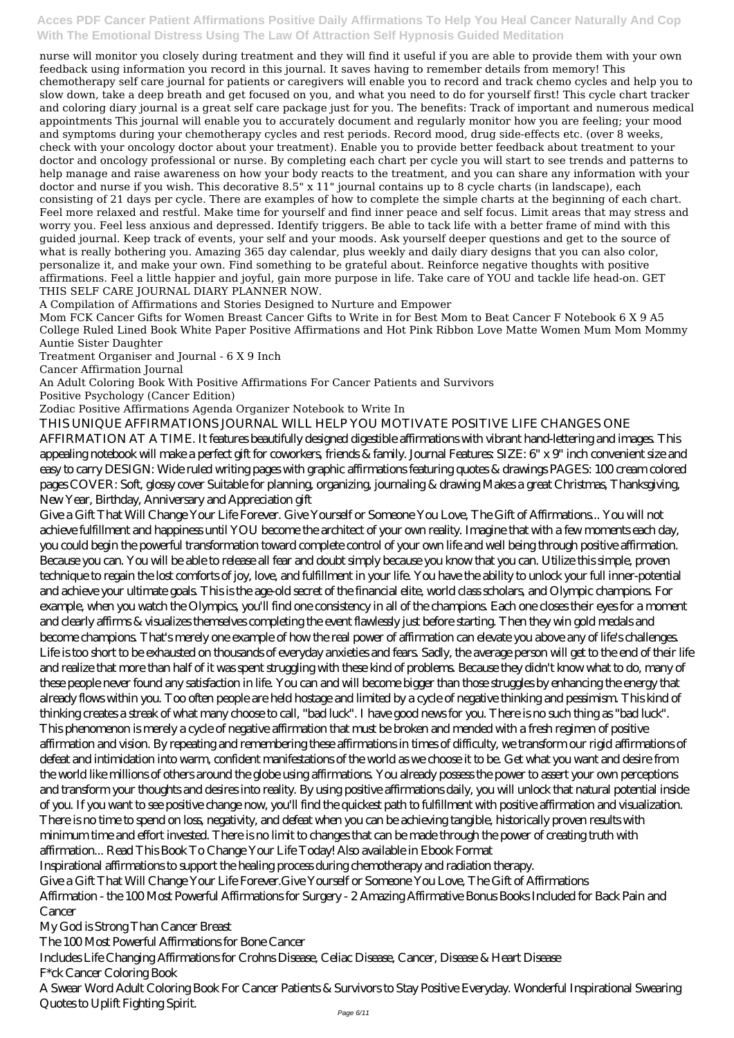nurse will monitor you closely during treatment and they will find it useful if you are able to provide them with your own feedback using information you record in this journal. It saves having to remember details from memory! This chemotherapy self care journal for patients or caregivers will enable you to record and track chemo cycles and help you to slow down, take a deep breath and get focused on you, and what you need to do for yourself first! This cycle chart tracker and coloring diary journal is a great self care package just for you. The benefits: Track of important and numerous medical appointments This journal will enable you to accurately document and regularly monitor how you are feeling; your mood and symptoms during your chemotherapy cycles and rest periods. Record mood, drug side-effects etc. (over 8 weeks, check with your oncology doctor about your treatment). Enable you to provide better feedback about treatment to your doctor and oncology professional or nurse. By completing each chart per cycle you will start to see trends and patterns to help manage and raise awareness on how your body reacts to the treatment, and you can share any information with your doctor and nurse if you wish. This decorative 8.5" x 11" journal contains up to 8 cycle charts (in landscape), each consisting of 21 days per cycle. There are examples of how to complete the simple charts at the beginning of each chart. Feel more relaxed and restful. Make time for yourself and find inner peace and self focus. Limit areas that may stress and worry you. Feel less anxious and depressed. Identify triggers. Be able to tack life with a better frame of mind with this guided journal. Keep track of events, your self and your moods. Ask yourself deeper questions and get to the source of what is really bothering you. Amazing 365 day calendar, plus weekly and daily diary designs that you can also color, personalize it, and make your own. Find something to be grateful about. Reinforce negative thoughts with positive affirmations. Feel a little happier and joyful, gain more purpose in life. Take care of YOU and tackle life head-on. GET THIS SELF CARE JOURNAL DIARY PLANNER NOW.

A Compilation of Affirmations and Stories Designed to Nurture and Empower

Mom FCK Cancer Gifts for Women Breast Cancer Gifts to Write in for Best Mom to Beat Cancer F Notebook 6 X 9 A5 College Ruled Lined Book White Paper Positive Affirmations and Hot Pink Ribbon Love Matte Women Mum Mom Mommy Auntie Sister Daughter

Treatment Organiser and Journal - 6 X 9 Inch

Cancer Affirmation Journal

An Adult Coloring Book With Positive Affirmations For Cancer Patients and Survivors

Positive Psychology (Cancer Edition)

Zodiac Positive Affirmations Agenda Organizer Notebook to Write In

THIS UNIQUE AFFIRMATIONS JOURNAL WILL HELP YOU MOTIVATE POSITIVE LIFE CHANGES ONE AFFIRMATION AT A TIME. It features beautifully designed digestible affirmations with vibrant hand-lettering and images. This appealing notebook will make a perfect gift for coworkers, friends & family. Journal Features: SIZE: 6" x 9" inch convenient size and easy to carry DESIGN: Wide ruled writing pages with graphic affirmations featuring quotes & drawings PAGES: 100 cream colored pages COVER: Soft, glossy cover Suitable for planning, organizing, journaling & drawing Makes a great Christmas, Thanksgiving, New Year, Birthday, Anniversary and Appreciation gift

Give a Gift That Will Change Your Life Forever. Give Yourself or Someone You Love, The Gift of Affirmations... You will not achieve fulfillment and happiness until YOU become the architect of your own reality. Imagine that with a few moments each day, you could begin the powerful transformation toward complete control of your own life and well being through positive affirmation. Because you can. You will be able to release all fear and doubt simply because you know that you can. Utilize this simple, proven technique to regain the lost comforts of joy, love, and fulfillment in your life. You have the ability to unlock your full inner-potential and achieve your ultimate goals. This is the age-old secret of the financial elite, world class scholars, and Olympic champions. For example, when you watch the Olympics, you'll find one consistency in all of the champions. Each one closes their eyes for a moment and clearly affirms & visualizes themselves completing the event flawlessly just before starting. Then they win gold medals and become champions. That's merely one example of how the real power of affirmation can elevate you above any of life's challenges. Life is too short to be exhausted on thousands of everyday anxieties and fears. Sadly, the average person will get to the end of their life and realize that more than half of it was spent struggling with these kind of problems. Because they didn't know what to do, many of these people never found any satisfaction in life. You can and will become bigger than those struggles by enhancing the energy that already flows within you. Too often people are held hostage and limited by a cycle of negative thinking and pessimism. This kind of thinking creates a streak of what many choose to call, "bad luck". I have good news for you. There is no such thing as "bad luck". This phenomenon is merely a cycle of negative affirmation that must be broken and mended with a fresh regimen of positive affirmation and vision. By repeating and remembering these affirmations in times of difficulty, we transform our rigid affirmations of defeat and intimidation into warm, confident manifestations of the world as we choose it to be. Get what you want and desire from the world like millions of others around the globe using affirmations. You already possess the power to assert your own perceptions and transform your thoughts and desires into reality. By using positive affirmations daily, you will unlock that natural potential inside of you. If you want to see positive change now, you'll find the quickest path to fulfillment with positive affirmation and visualization. There is no time to spend on loss, negativity, and defeat when you can be achieving tangible, historically proven results with minimum time and effort invested. There is no limit to changes that can be made through the power of creating truth with affirmation... Read This Book To Change Your Life Today! Also available in Ebook Format

Inspirational affirmations to support the healing process during chemotherapy and radiation therapy.

Give a Gift That Will Change Your Life Forever.Give Yourself or Someone You Love, The Gift of Affirmations

Affirmation - the 100 Most Powerful Affirmations for Surgery - 2 Amazing Affirmative Bonus Books Included for Back Pain and Cancer

My God is Strong Than Cancer Breast

The 100 Most Powerful Affirmations for Bone Cancer

Includes Life Changing Affirmations for Crohns Disease, Celiac Disease, Cancer, Disease & Heart Disease

F*ck Cancer Coloring Book

A Swear Word Adult Coloring Book For Cancer Patients & Survivors to Stay Positive Everyday. Wonderful Inspirational Swearing Quotes to Uplift Fighting Spirit.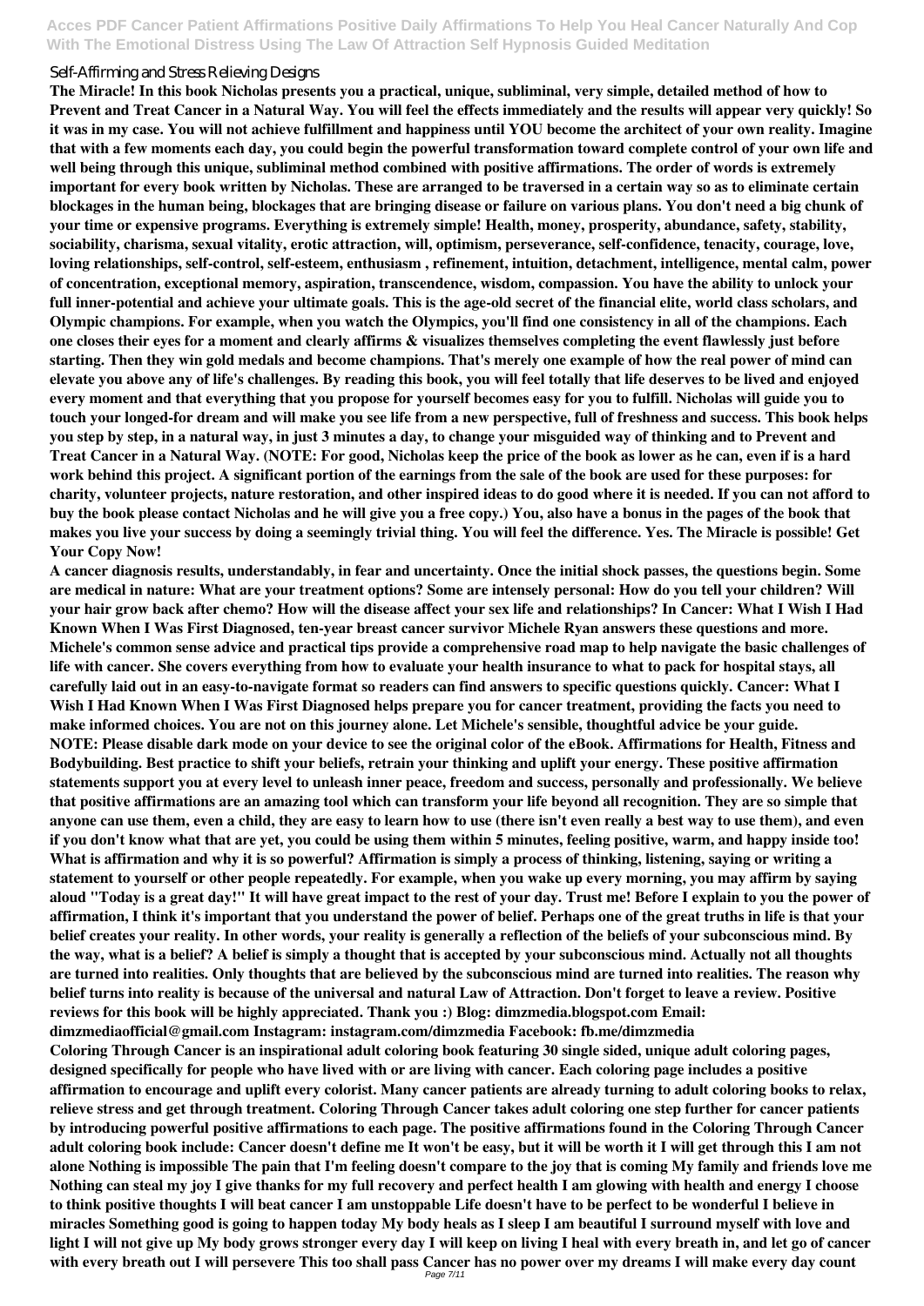Self-Affirming and Stress Relieving Designs

**The Miracle! In this book Nicholas presents you a practical, unique, subliminal, very simple, detailed method of how to Prevent and Treat Cancer in a Natural Way. You will feel the effects immediately and the results will appear very quickly! So it was in my case. You will not achieve fulfillment and happiness until YOU become the architect of your own reality. Imagine that with a few moments each day, you could begin the powerful transformation toward complete control of your own life and well being through this unique, subliminal method combined with positive affirmations. The order of words is extremely important for every book written by Nicholas. These are arranged to be traversed in a certain way so as to eliminate certain blockages in the human being, blockages that are bringing disease or failure on various plans. You don't need a big chunk of your time or expensive programs. Everything is extremely simple! Health, money, prosperity, abundance, safety, stability, sociability, charisma, sexual vitality, erotic attraction, will, optimism, perseverance, self-confidence, tenacity, courage, love, loving relationships, self-control, self-esteem, enthusiasm , refinement, intuition, detachment, intelligence, mental calm, power of concentration, exceptional memory, aspiration, transcendence, wisdom, compassion. You have the ability to unlock your full inner-potential and achieve your ultimate goals. This is the age-old secret of the financial elite, world class scholars, and Olympic champions. For example, when you watch the Olympics, you'll find one consistency in all of the champions. Each one closes their eyes for a moment and clearly affirms & visualizes themselves completing the event flawlessly just before starting. Then they win gold medals and become champions. That's merely one example of how the real power of mind can elevate you above any of life's challenges. By reading this book, you will feel totally that life deserves to be lived and enjoyed every moment and that everything that you propose for yourself becomes easy for you to fulfill. Nicholas will guide you to touch your longed-for dream and will make you see life from a new perspective, full of freshness and success. This book helps you step by step, in a natural way, in just 3 minutes a day, to change your misguided way of thinking and to Prevent and Treat Cancer in a Natural Way. (NOTE: For good, Nicholas keep the price of the book as lower as he can, even if is a hard work behind this project. A significant portion of the earnings from the sale of the book are used for these purposes: for charity, volunteer projects, nature restoration, and other inspired ideas to do good where it is needed. If you can not afford to buy the book please contact Nicholas and he will give you a free copy.) You, also have a bonus in the pages of the book that makes you live your success by doing a seemingly trivial thing. You will feel the difference. Yes. The Miracle is possible! Get Your Copy Now!**

**A cancer diagnosis results, understandably, in fear and uncertainty. Once the initial shock passes, the questions begin. Some are medical in nature: What are your treatment options? Some are intensely personal: How do you tell your children? Will your hair grow back after chemo? How will the disease affect your sex life and relationships? In Cancer: What I Wish I Had Known When I Was First Diagnosed, ten-year breast cancer survivor Michele Ryan answers these questions and more. Michele's common sense advice and practical tips provide a comprehensive road map to help navigate the basic challenges of life with cancer. She covers everything from how to evaluate your health insurance to what to pack for hospital stays, all carefully laid out in an easy-to-navigate format so readers can find answers to specific questions quickly. Cancer: What I Wish I Had Known When I Was First Diagnosed helps prepare you for cancer treatment, providing the facts you need to make informed choices. You are not on this journey alone. Let Michele's sensible, thoughtful advice be your guide.**

**NOTE: Please disable dark mode on your device to see the original color of the eBook. Affirmations for Health, Fitness and Bodybuilding. Best practice to shift your beliefs, retrain your thinking and uplift your energy. These positive affirmation statements support you at every level to unleash inner peace, freedom and success, personally and professionally. We believe that positive affirmations are an amazing tool which can transform your life beyond all recognition. They are so simple that anyone can use them, even a child, they are easy to learn how to use (there isn't even really a best way to use them), and even if you don't know what that are yet, you could be using them within 5 minutes, feeling positive, warm, and happy inside too! What is affirmation and why it is so powerful? Affirmation is simply a process of thinking, listening, saying or writing a statement to yourself or other people repeatedly. For example, when you wake up every morning, you may affirm by saying aloud "Today is a great day!" It will have great impact to the rest of your day. Trust me! Before I explain to you the power of affirmation, I think it's important that you understand the power of belief. Perhaps one of the great truths in life is that your belief creates your reality. In other words, your reality is generally a reflection of the beliefs of your subconscious mind. By the way, what is a belief? A belief is simply a thought that is accepted by your subconscious mind. Actually not all thoughts are turned into realities. Only thoughts that are believed by the subconscious mind are turned into realities. The reason why belief turns into reality is because of the universal and natural Law of Attraction. Don't forget to leave a review. Positive reviews for this book will be highly appreciated. Thank you :) Blog: dimzmedia.blogspot.com Email: dimzmediaofficial@gmail.com Instagram: instagram.com/dimzmedia Facebook: fb.me/dimzmedia**

**Coloring Through Cancer is an inspirational adult coloring book featuring 30 single sided, unique adult coloring pages, designed specifically for people who have lived with or are living with cancer. Each coloring page includes a positive affirmation to encourage and uplift every colorist. Many cancer patients are already turning to adult coloring books to relax, relieve stress and get through treatment. Coloring Through Cancer takes adult coloring one step further for cancer patients by introducing powerful positive affirmations to each page. The positive affirmations found in the Coloring Through Cancer adult coloring book include: Cancer doesn't define me It won't be easy, but it will be worth it I will get through this I am not alone Nothing is impossible The pain that I'm feeling doesn't compare to the joy that is coming My family and friends love me Nothing can steal my joy I give thanks for my full recovery and perfect health I am glowing with health and energy I choose to think positive thoughts I will beat cancer I am unstoppable Life doesn't have to be perfect to be wonderful I believe in miracles Something good is going to happen today My body heals as I sleep I am beautiful I surround myself with love and light I will not give up My body grows stronger every day I will keep on living I heal with every breath in, and let go of cancer with every breath out I will persevere This too shall pass Cancer has no power over my dreams I will make every day count**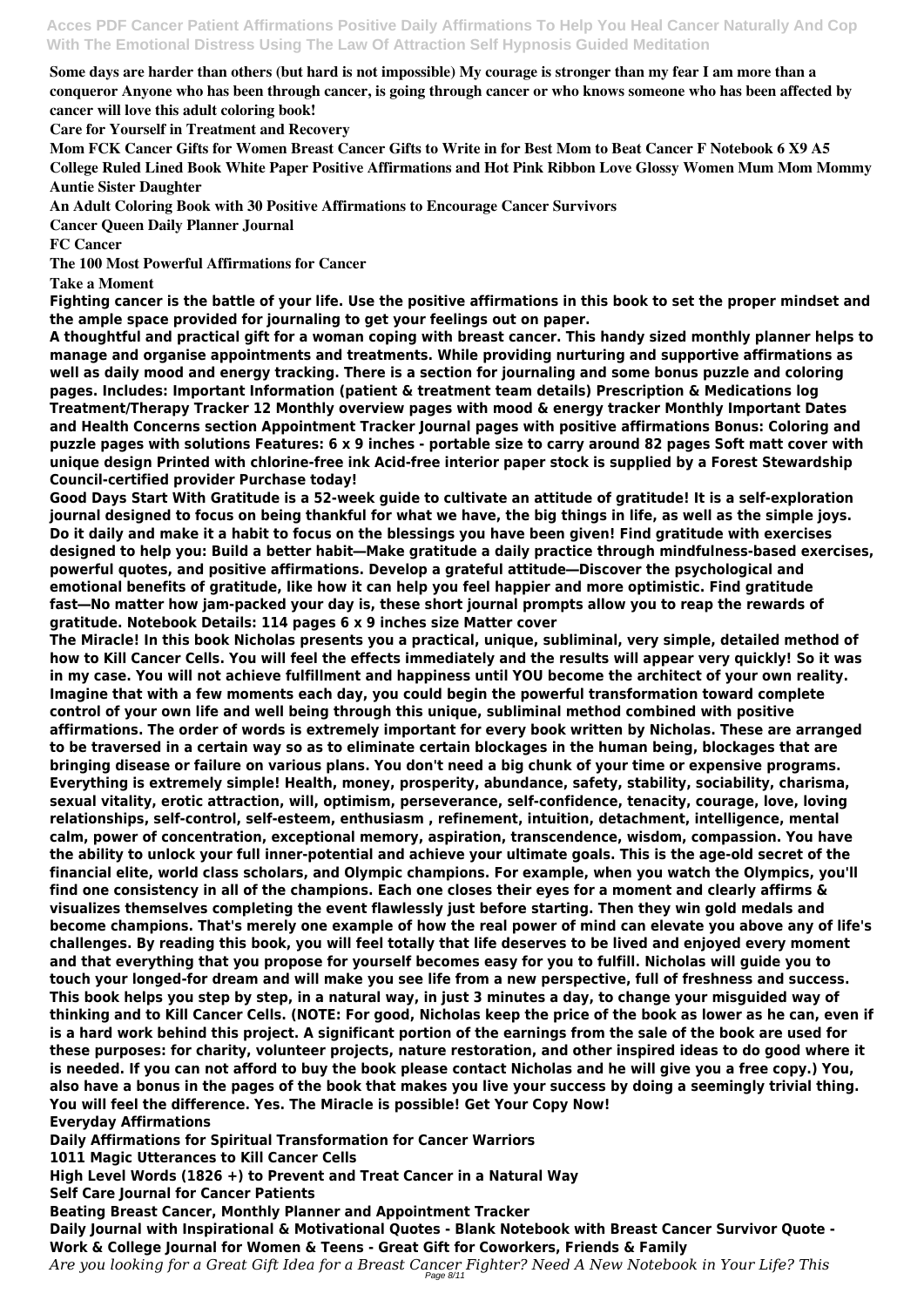**Some days are harder than others (but hard is not impossible) My courage is stronger than my fear I am more than a conqueror Anyone who has been through cancer, is going through cancer or who knows someone who has been affected by cancer will love this adult coloring book!**

**Care for Yourself in Treatment and Recovery**

**Mom FCK Cancer Gifts for Women Breast Cancer Gifts to Write in for Best Mom to Beat Cancer F Notebook 6 X9 A5 College Ruled Lined Book White Paper Positive Affirmations and Hot Pink Ribbon Love Glossy Women Mum Mom Mommy Auntie Sister Daughter**

**An Adult Coloring Book with 30 Positive Affirmations to Encourage Cancer Survivors**

**Cancer Queen Daily Planner Journal**

**FC Cancer**

**The 100 Most Powerful Affirmations for Cancer**

**Take a Moment**

**Fighting cancer is the battle of your life. Use the positive affirmations in this book to set the proper mindset and the ample space provided for journaling to get your feelings out on paper.**

**A thoughtful and practical gift for a woman coping with breast cancer. This handy sized monthly planner helps to manage and organise appointments and treatments. While providing nurturing and supportive affirmations as well as daily mood and energy tracking. There is a section for journaling and some bonus puzzle and coloring pages. Includes: Important Information (patient & treatment team details) Prescription & Medications log Treatment/Therapy Tracker 12 Monthly overview pages with mood & energy tracker Monthly Important Dates and Health Concerns section Appointment Tracker Journal pages with positive affirmations Bonus: Coloring and puzzle pages with solutions Features: 6 x 9 inches - portable size to carry around 82 pages Soft matt cover with unique design Printed with chlorine-free ink Acid-free interior paper stock is supplied by a Forest Stewardship Council-certified provider Purchase today!**

**Good Days Start With Gratitude is a 52-week guide to cultivate an attitude of gratitude! It is a self-exploration journal designed to focus on being thankful for what we have, the big things in life, as well as the simple joys. Do it daily and make it a habit to focus on the blessings you have been given! Find gratitude with exercises designed to help you: Build a better habit—Make gratitude a daily practice through mindfulness-based exercises, powerful quotes, and positive affirmations. Develop a grateful attitude—Discover the psychological and emotional benefits of gratitude, like how it can help you feel happier and more optimistic. Find gratitude fast—No matter how jam-packed your day is, these short journal prompts allow you to reap the rewards of gratitude. Notebook Details: 114 pages 6 x 9 inches size Matter cover**

**The Miracle! In this book Nicholas presents you a practical, unique, subliminal, very simple, detailed method of how to Kill Cancer Cells. You will feel the effects immediately and the results will appear very quickly! So it was in my case. You will not achieve fulfillment and happiness until YOU become the architect of your own reality. Imagine that with a few moments each day, you could begin the powerful transformation toward complete control of your own life and well being through this unique, subliminal method combined with positive affirmations. The order of words is extremely important for every book written by Nicholas. These are arranged to be traversed in a certain way so as to eliminate certain blockages in the human being, blockages that are bringing disease or failure on various plans. You don't need a big chunk of your time or expensive programs. Everything is extremely simple! Health, money, prosperity, abundance, safety, stability, sociability, charisma, sexual vitality, erotic attraction, will, optimism, perseverance, self-confidence, tenacity, courage, love, loving relationships, self-control, self-esteem, enthusiasm , refinement, intuition, detachment, intelligence, mental calm, power of concentration, exceptional memory, aspiration, transcendence, wisdom, compassion. You have the ability to unlock your full inner-potential and achieve your ultimate goals. This is the age-old secret of the financial elite, world class scholars, and Olympic champions. For example, when you watch the Olympics, you'll find one consistency in all of the champions. Each one closes their eyes for a moment and clearly affirms & visualizes themselves completing the event flawlessly just before starting. Then they win gold medals and become champions. That's merely one example of how the real power of mind can elevate you above any of life's challenges. By reading this book, you will feel totally that life deserves to be lived and enjoyed every moment and that everything that you propose for yourself becomes easy for you to fulfill. Nicholas will guide you to touch your longed-for dream and will make you see life from a new perspective, full of freshness and success. This book helps you step by step, in a natural way, in just 3 minutes a day, to change your misguided way of thinking and to Kill Cancer Cells. (NOTE: For good, Nicholas keep the price of the book as lower as he can, even if is a hard work behind this project. A significant portion of the earnings from the sale of the book are used for these purposes: for charity, volunteer projects, nature restoration, and other inspired ideas to do good where it is needed. If you can not afford to buy the book please contact Nicholas and he will give you a free copy.) You, also have a bonus in the pages of the book that makes you live your success by doing a seemingly trivial thing. You will feel the difference. Yes. The Miracle is possible! Get Your Copy Now!**

**Everyday Affirmations**

**Daily Affirmations for Spiritual Transformation for Cancer Warriors**

**1011 Magic Utterances to Kill Cancer Cells**

**High Level Words (1826 +) to Prevent and Treat Cancer in a Natural Way**

**Self Care Journal for Cancer Patients**

**Beating Breast Cancer, Monthly Planner and Appointment Tracker**

**Daily Journal with Inspirational & Motivational Quotes - Blank Notebook with Breast Cancer Survivor Quote - Work & College Journal for Women & Teens - Great Gift for Coworkers, Friends & Family**

***Are you looking for a Great Gift Idea for a Breast Cancer Fighter? Need A New Notebook in Your Life? This***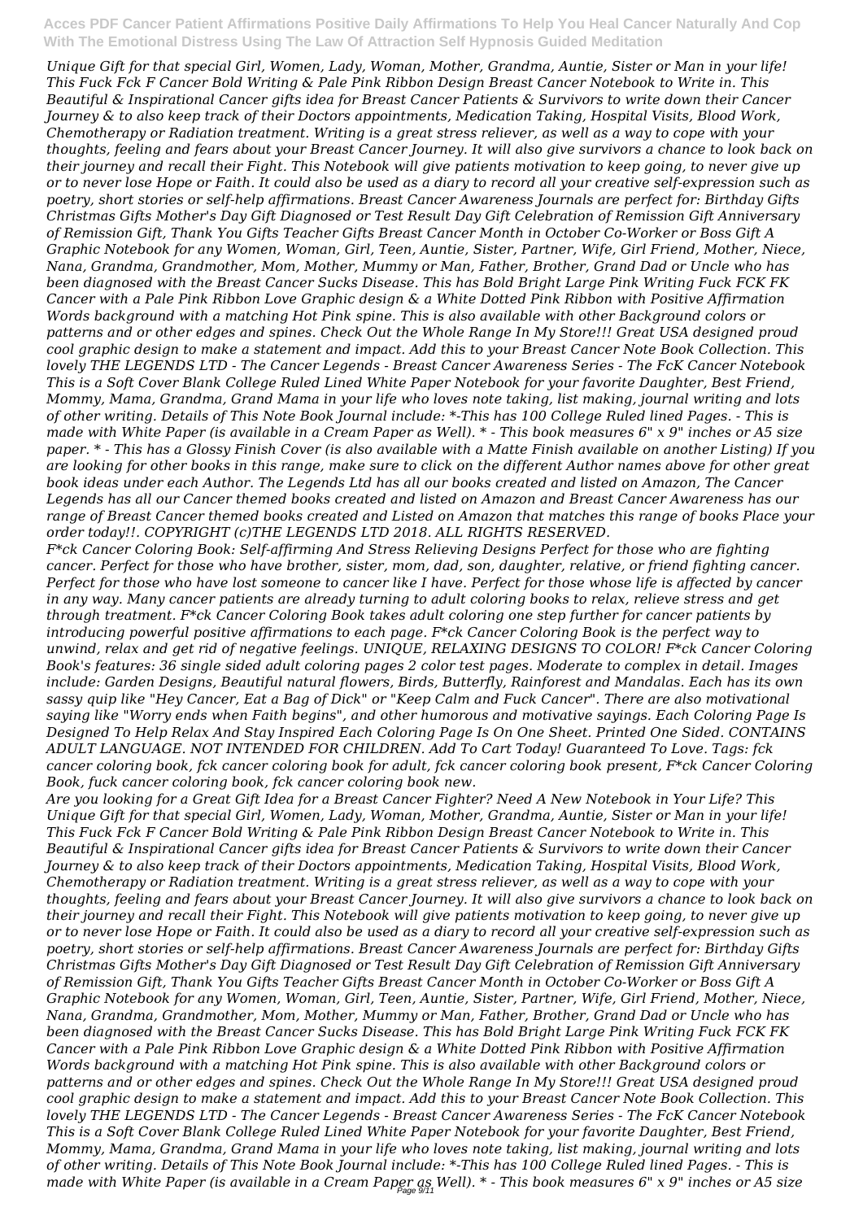*Unique Gift for that special Girl, Women, Lady, Woman, Mother, Grandma, Auntie, Sister or Man in your life! This Fuck Fck F Cancer Bold Writing & Pale Pink Ribbon Design Breast Cancer Notebook to Write in. This Beautiful & Inspirational Cancer gifts idea for Breast Cancer Patients & Survivors to write down their Cancer Journey & to also keep track of their Doctors appointments, Medication Taking, Hospital Visits, Blood Work, Chemotherapy or Radiation treatment. Writing is a great stress reliever, as well as a way to cope with your thoughts, feeling and fears about your Breast Cancer Journey. It will also give survivors a chance to look back on their journey and recall their Fight. This Notebook will give patients motivation to keep going, to never give up or to never lose Hope or Faith. It could also be used as a diary to record all your creative self-expression such as poetry, short stories or self-help affirmations. Breast Cancer Awareness Journals are perfect for: Birthday Gifts Christmas Gifts Mother's Day Gift Diagnosed or Test Result Day Gift Celebration of Remission Gift Anniversary of Remission Gift, Thank You Gifts Teacher Gifts Breast Cancer Month in October Co-Worker or Boss Gift A Graphic Notebook for any Women, Woman, Girl, Teen, Auntie, Sister, Partner, Wife, Girl Friend, Mother, Niece, Nana, Grandma, Grandmother, Mom, Mother, Mummy or Man, Father, Brother, Grand Dad or Uncle who has been diagnosed with the Breast Cancer Sucks Disease. This has Bold Bright Large Pink Writing Fuck FCK FK Cancer with a Pale Pink Ribbon Love Graphic design & a White Dotted Pink Ribbon with Positive Affirmation Words background with a matching Hot Pink spine. This is also available with other Background colors or patterns and or other edges and spines. Check Out the Whole Range In My Store!!! Great USA designed proud cool graphic design to make a statement and impact. Add this to your Breast Cancer Note Book Collection. This lovely THE LEGENDS LTD - The Cancer Legends - Breast Cancer Awareness Series - The FcK Cancer Notebook This is a Soft Cover Blank College Ruled Lined White Paper Notebook for your favorite Daughter, Best Friend, Mommy, Mama, Grandma, Grand Mama in your life who loves note taking, list making, journal writing and lots of other writing. Details of This Note Book Journal include: *-This has 100 College Ruled lined Pages. - This is made with White Paper (is available in a Cream Paper as Well). * - This book measures 6" x 9" inches or A5 size paper. * - This has a Glossy Finish Cover (is also available with a Matte Finish available on another Listing) If you are looking for other books in this range, make sure to click on the different Author names above for other great book ideas under each Author. The Legends Ltd has all our books created and listed on Amazon, The Cancer Legends has all our Cancer themed books created and listed on Amazon and Breast Cancer Awareness has our range of Breast Cancer themed books created and Listed on Amazon that matches this range of books Place your order today!!. COPYRIGHT (c)THE LEGENDS LTD 2018. ALL RIGHTS RESERVED.*

*F*ck Cancer Coloring Book: Self-affirming And Stress Relieving Designs Perfect for those who are fighting cancer. Perfect for those who have brother, sister, mom, dad, son, daughter, relative, or friend fighting cancer. Perfect for those who have lost someone to cancer like I have. Perfect for those whose life is affected by cancer in any way. Many cancer patients are already turning to adult coloring books to relax, relieve stress and get through treatment. F*ck Cancer Coloring Book takes adult coloring one step further for cancer patients by introducing powerful positive affirmations to each page. F*ck Cancer Coloring Book is the perfect way to unwind, relax and get rid of negative feelings. UNIQUE, RELAXING DESIGNS TO COLOR! F*ck Cancer Coloring Book's features: 36 single sided adult coloring pages 2 color test pages. Moderate to complex in detail. Images include: Garden Designs, Beautiful natural flowers, Birds, Butterfly, Rainforest and Mandalas. Each has its own sassy quip like "Hey Cancer, Eat a Bag of Dick" or "Keep Calm and Fuck Cancer". There are also motivational saying like "Worry ends when Faith begins", and other humorous and motivative sayings. Each Coloring Page Is Designed To Help Relax And Stay Inspired Each Coloring Page Is On One Sheet. Printed One Sided. CONTAINS ADULT LANGUAGE. NOT INTENDED FOR CHILDREN. Add To Cart Today! Guaranteed To Love. Tags: fck cancer coloring book, fck cancer coloring book for adult, fck cancer coloring book present, F*ck Cancer Coloring Book, fuck cancer coloring book, fck cancer coloring book new.*

*Are you looking for a Great Gift Idea for a Breast Cancer Fighter? Need A New Notebook in Your Life? This Unique Gift for that special Girl, Women, Lady, Woman, Mother, Grandma, Auntie, Sister or Man in your life! This Fuck Fck F Cancer Bold Writing & Pale Pink Ribbon Design Breast Cancer Notebook to Write in. This Beautiful & Inspirational Cancer gifts idea for Breast Cancer Patients & Survivors to write down their Cancer Journey & to also keep track of their Doctors appointments, Medication Taking, Hospital Visits, Blood Work, Chemotherapy or Radiation treatment. Writing is a great stress reliever, as well as a way to cope with your thoughts, feeling and fears about your Breast Cancer Journey. It will also give survivors a chance to look back on their journey and recall their Fight. This Notebook will give patients motivation to keep going, to never give up or to never lose Hope or Faith. It could also be used as a diary to record all your creative self-expression such as poetry, short stories or self-help affirmations. Breast Cancer Awareness Journals are perfect for: Birthday Gifts Christmas Gifts Mother's Day Gift Diagnosed or Test Result Day Gift Celebration of Remission Gift Anniversary of Remission Gift, Thank You Gifts Teacher Gifts Breast Cancer Month in October Co-Worker or Boss Gift A Graphic Notebook for any Women, Woman, Girl, Teen, Auntie, Sister, Partner, Wife, Girl Friend, Mother, Niece, Nana, Grandma, Grandmother, Mom, Mother, Mummy or Man, Father, Brother, Grand Dad or Uncle who has been diagnosed with the Breast Cancer Sucks Disease. This has Bold Bright Large Pink Writing Fuck FCK FK Cancer with a Pale Pink Ribbon Love Graphic design & a White Dotted Pink Ribbon with Positive Affirmation Words background with a matching Hot Pink spine. This is also available with other Background colors or patterns and or other edges and spines. Check Out the Whole Range In My Store!!! Great USA designed proud cool graphic design to make a statement and impact. Add this to your Breast Cancer Note Book Collection. This lovely THE LEGENDS LTD - The Cancer Legends - Breast Cancer Awareness Series - The FcK Cancer Notebook This is a Soft Cover Blank College Ruled Lined White Paper Notebook for your favorite Daughter, Best Friend, Mommy, Mama, Grandma, Grand Mama in your life who loves note taking, list making, journal writing and lots of other writing. Details of This Note Book Journal include: *-This has 100 College Ruled lined Pages. - This is made with White Paper (is available in a Cream Paper as Well). * - This book measures 6" x 9" inches or A5 size*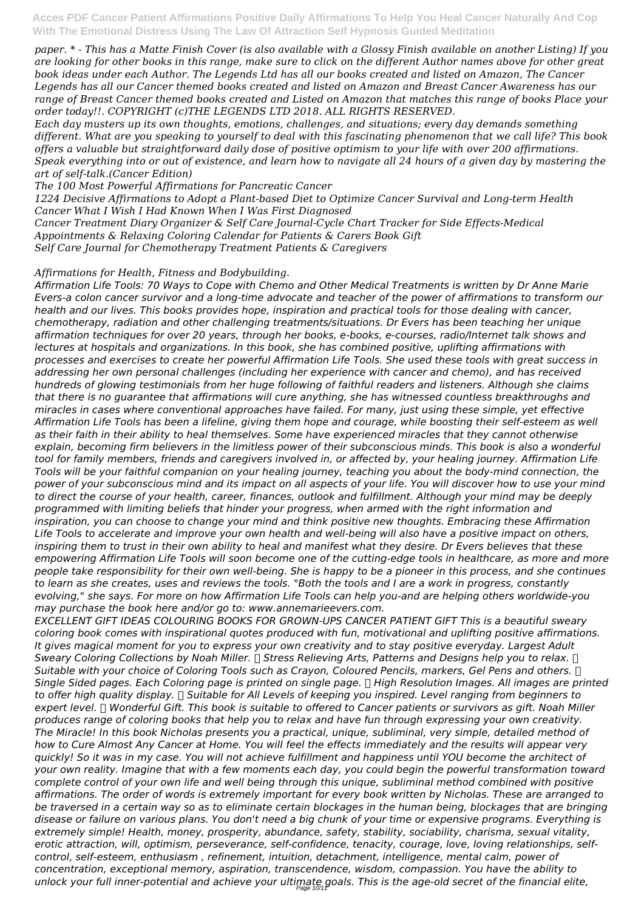*paper. * - This has a Matte Finish Cover (is also available with a Glossy Finish available on another Listing) If you are looking for other books in this range, make sure to click on the different Author names above for other great book ideas under each Author. The Legends Ltd has all our books created and listed on Amazon, The Cancer Legends has all our Cancer themed books created and listed on Amazon and Breast Cancer Awareness has our range of Breast Cancer themed books created and Listed on Amazon that matches this range of books Place your order today!!. COPYRIGHT (c)THE LEGENDS LTD 2018. ALL RIGHTS RESERVED.*

*Each day musters up its own thoughts, emotions, challenges, and situations; every day demands something different. What are you speaking to yourself to deal with this fascinating phenomenon that we call life? This book offers a valuable but straightforward daily dose of positive optimism to your life with over 200 affirmations. Speak everything into or out of existence, and learn how to navigate all 24 hours of a given day by mastering the art of self-talk.(Cancer Edition)*

*The 100 Most Powerful Affirmations for Pancreatic Cancer*

*1224 Decisive Affirmations to Adopt a Plant-based Diet to Optimize Cancer Survival and Long-term Health*

*Cancer What I Wish I Had Known When I Was First Diagnosed*

*Cancer Treatment Diary Organizer & Self Care Journal-Cycle Chart Tracker for Side Effects-Medical Appointments & Relaxing Coloring Calendar for Patients & Carers Book Gift*

*Self Care Journal for Chemotherapy Treatment Patients & Caregivers*

*Affirmations for Health, Fitness and Bodybuilding.*

*Affirmation Life Tools: 70 Ways to Cope with Chemo and Other Medical Treatments is written by Dr Anne Marie Evers-a colon cancer survivor and a long-time advocate and teacher of the power of affirmations to transform our health and our lives. This books provides hope, inspiration and practical tools for those dealing with cancer, chemotherapy, radiation and other challenging treatments/situations. Dr Evers has been teaching her unique affirmation techniques for over 20 years, through her books, e-books, e-courses, radio/Internet talk shows and lectures at hospitals and organizations. In this book, she has combined positive, uplifting affirmations with processes and exercises to create her powerful Affirmation Life Tools. She used these tools with great success in addressing her own personal challenges (including her experience with cancer and chemo), and has received hundreds of glowing testimonials from her huge following of faithful readers and listeners. Although she claims that there is no guarantee that affirmations will cure anything, she has witnessed countless breakthroughs and miracles in cases where conventional approaches have failed. For many, just using these simple, yet effective Affirmation Life Tools has been a lifeline, giving them hope and courage, while boosting their self-esteem as well as their faith in their ability to heal themselves. Some have experienced miracles that they cannot otherwise explain, becoming firm believers in the limitless power of their subconscious minds. This book is also a wonderful tool for family members, friends and caregivers involved in, or affected by, your healing journey. Affirmation Life Tools will be your faithful companion on your healing journey, teaching you about the body-mind connection, the power of your subconscious mind and its impact on all aspects of your life. You will discover how to use your mind to direct the course of your health, career, finances, outlook and fulfillment. Although your mind may be deeply programmed with limiting beliefs that hinder your progress, when armed with the right information and inspiration, you can choose to change your mind and think positive new thoughts. Embracing these Affirmation Life Tools to accelerate and improve your own health and well-being will also have a positive impact on others, inspiring them to trust in their own ability to heal and manifest what they desire. Dr Evers believes that these empowering Affirmation Life Tools will soon become one of the cutting-edge tools in healthcare, as more and more people take responsibility for their own well-being. She is happy to be a pioneer in this process, and she continues to learn as she creates, uses and reviews the tools. "Both the tools and I are a work in progress, constantly evolving," she says. For more on how Affirmation Life Tools can help you-and are helping others worldwide-you may purchase the book here and/or go to: www.annemarieevers.com.*

*EXCELLENT GIFT IDEAS COLOURING BOOKS FOR GROWN-UPS CANCER PATIENT GIFT This is a beautiful sweary coloring book comes with inspirational quotes produced with fun, motivational and uplifting positive affirmations. It gives magical moment for you to express your own creativity and to stay positive everyday. Largest Adult Sweary Coloring Collections by Noah Miller. ✓ Stress Relieving Arts, Patterns and Designs help you to relax. ✓ Suitable with your choice of Coloring Tools such as Crayon, Coloured Pencils, markers, Gel Pens and others. ✓ Single Sided pages. Each Coloring page is printed on single page. ✓ High Resolution Images. All images are printed to offer high quality display. ✓ Suitable for All Levels of keeping you inspired. Level ranging from beginners to expert level. ✓ Wonderful Gift. This book is suitable to offered to Cancer patients or survivors as gift. Noah Miller produces range of coloring books that help you to relax and have fun through expressing your own creativity.*

*The Miracle! In this book Nicholas presents you a practical, unique, subliminal, very simple, detailed method of how to Cure Almost Any Cancer at Home. You will feel the effects immediately and the results will appear very quickly! So it was in my case. You will not achieve fulfillment and happiness until YOU become the architect of your own reality. Imagine that with a few moments each day, you could begin the powerful transformation toward complete control of your own life and well being through this unique, subliminal method combined with positive affirmations. The order of words is extremely important for every book written by Nicholas. These are arranged to be traversed in a certain way so as to eliminate certain blockages in the human being, blockages that are bringing disease or failure on various plans. You don't need a big chunk of your time or expensive programs. Everything is extremely simple! Health, money, prosperity, abundance, safety, stability, sociability, charisma, sexual vitality, erotic attraction, will, optimism, perseverance, self-confidence, tenacity, courage, love, loving relationships, self-control, self-esteem, enthusiasm , refinement, intuition, detachment, intelligence, mental calm, power of concentration, exceptional memory, aspiration, transcendence, wisdom, compassion. You have the ability to unlock your full inner-potential and achieve your ultimate goals. This is the age-old secret of the financial elite,*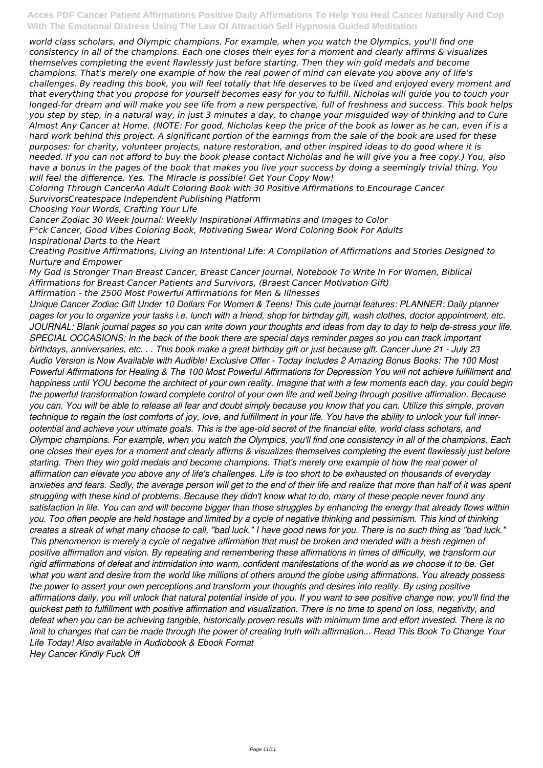*world class scholars, and Olympic champions. For example, when you watch the Olympics, you'll find one consistency in all of the champions. Each one closes their eyes for a moment and clearly affirms & visualizes themselves completing the event flawlessly just before starting. Then they win gold medals and become champions. That's merely one example of how the real power of mind can elevate you above any of life's challenges. By reading this book, you will feel totally that life deserves to be lived and enjoyed every moment and that everything that you propose for yourself becomes easy for you to fulfill. Nicholas will guide you to touch your longed-for dream and will make you see life from a new perspective, full of freshness and success. This book helps you step by step, in a natural way, in just 3 minutes a day, to change your misguided way of thinking and to Cure Almost Any Cancer at Home. (NOTE: For good, Nicholas keep the price of the book as lower as he can, even if is a hard work behind this project. A significant portion of the earnings from the sale of the book are used for these purposes: for charity, volunteer projects, nature restoration, and other inspired ideas to do good where it is needed. If you can not afford to buy the book please contact Nicholas and he will give you a free copy.) You, also have a bonus in the pages of the book that makes you live your success by doing a seemingly trivial thing. You will feel the difference. Yes. The Miracle is possible! Get Your Copy Now!*

*Coloring Through CancerAn Adult Coloring Book with 30 Positive Affirmations to Encourage Cancer SurvivorsCreatespace Independent Publishing Platform*

*Choosing Your Words, Crafting Your Life*

*Cancer Zodiac 30 Week Journal: Weekly Inspirational Affirmatins and Images to Color*

*F*ck Cancer, Good Vibes Coloring Book, Motivating Swear Word Coloring Book For Adults*

*Inspirational Darts to the Heart*

*Creating Positive Affirmations, Living an Intentional Life: A Compilation of Affirmations and Stories Designed to Nurture and Empower*

*My God is Stronger Than Breast Cancer, Breast Cancer Journal, Notebook To Write In For Women, Biblical Affirmations for Breast Cancer Patients and Survivors, (Braest Cancer Motivation Gift)*

*Affirmation - the 2500 Most Powerful Affirmations for Men & Illnesses*

*Unique Cancer Zodiac Gift Under 10 Dollars For Women & Teens! This cute journal features: PLANNER: Daily planner pages for you to organize your tasks i.e. lunch with a friend, shop for birthday gift, wash clothes, doctor appointment, etc. JOURNAL: Blank journal pages so you can write down your thoughts and ideas from day to day to help de-stress your life. SPECIAL OCCASIONS: In the back of the book there are special days reminder pages so you can track important birthdays, anniversaries, etc. . . This book make a great birthday gift or just because gift. Cancer June 21 - July 23 Audio Version is Now Available with Audible! Exclusive Offer - Today Includes 2 Amazing Bonus Books: The 100 Most Powerful Affirmations for Healing & The 100 Most Powerful Affirmations for Depression You will not achieve fulfillment and happiness until YOU become the architect of your own reality. Imagine that with a few moments each day, you could begin the powerful transformation toward complete control of your own life and well being through positive affirmation. Because you can. You will be able to release all fear and doubt simply because you know that you can. Utilize this simple, proven technique to regain the lost comforts of joy, love, and fulfillment in your life. You have the ability to unlock your full inner-potential and achieve your ultimate goals. This is the age-old secret of the financial elite, world class scholars, and Olympic champions. For example, when you watch the Olympics, you'll find one consistency in all of the champions. Each one closes their eyes for a moment and clearly affirms & visualizes themselves completing the event flawlessly just before starting. Then they win gold medals and become champions. That's merely one example of how the real power of affirmation can elevate you above any of life's challenges. Life is too short to be exhausted on thousands of everyday anxieties and fears. Sadly, the average person will get to the end of their life and realize that more than half of it was spent struggling with these kind of problems. Because they didn't know what to do, many of these people never found any satisfaction in life. You can and will become bigger than those struggles by enhancing the energy that already flows within you. Too often people are held hostage and limited by a cycle of negative thinking and pessimism. This kind of thinking creates a streak of what many choose to call, "bad luck." I have good news for you. There is no such thing as "bad luck." This phenomenon is merely a cycle of negative affirmation that must be broken and mended with a fresh regimen of positive affirmation and vision. By repeating and remembering these affirmations in times of difficulty, we transform our rigid affirmations of defeat and intimidation into warm, confident manifestations of the world as we choose it to be. Get what you want and desire from the world like millions of others around the globe using affirmations. You already possess the power to assert your own perceptions and transform your thoughts and desires into reality. By using positive affirmations daily, you will unlock that natural potential inside of you. If you want to see positive change now, you'll find the quickest path to fulfillment with positive affirmation and visualization. There is no time to spend on loss, negativity, and defeat when you can be achieving tangible, historically proven results with minimum time and effort invested. There is no limit to changes that can be made through the power of creating truth with affirmation... Read This Book To Change Your Life Today! Also available in Audiobook & Ebook Format*

*Hey Cancer Kindly Fuck Off*